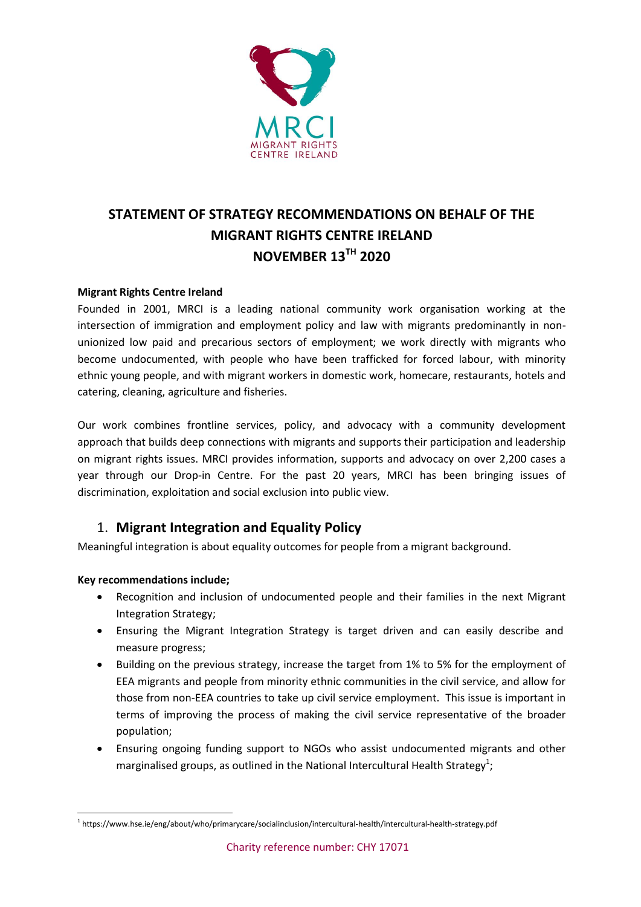# STATEMENT OF STRATEGY RECOMMENDATIONS ON BEHALF OF THE MIGRANT RIGHTS CENTRE IRELAND NOVEMBER 13TH 2020

**Migrant Rights Centre Ireland**

Founded in 2001, MRCI is a leading national community work organisation working at the intersection of immigration and employment policy and law with migrants predominantly in non-unionized low paid and precarious sectors of employment; we work directly with migrants who become undocumented, with people who have been trafficked for forced labour, with minority ethnic young people, and with migrant workers in domestic work, homecare, restaurants, hotels and catering, cleaning, agriculture and fisheries.

Our work combines frontline services, policy, and advocacy with a community development approach that builds deep connections with migrants and supports their participation and leadership on migrant rights issues. MRCI provides information, supports and advocacy on over 2,200 cases a year through our Drop-in Centre. For the past 20 years, MRCI has been bringing issues of discrimination, exploitation and social exclusion into public view.

## 1. Migrant Integration and Equality Policy

Meaningful integration is about equality outcomes for people from a migrant background.

**Key recommendations include;**

- Recognition and inclusion of undocumented people and their families in the next Migrant Integration Strategy;
- Ensuring the Migrant Integration Strategy is target driven and can easily describe and measure progress;
- Building on the previous strategy, increase the target from 1% to 5% for the employment of EEA migrants and people from minority ethnic communities in the civil service, and allow for those from non-EEA countries to take up civil service employment. This issue is important in terms of improving the process of making the civil service representative of the broader population;
- Ensuring ongoing funding support to NGOs who assist undocumented migrants and other marginalised groups, as outlined in the National Intercultural Health Strategy[1];

[1] https://www.hse.ie/eng/about/who/primarycare/socialinclusion/intercultural-health/intercultural-health-strategy.pdf

Charity reference number: CHY 17071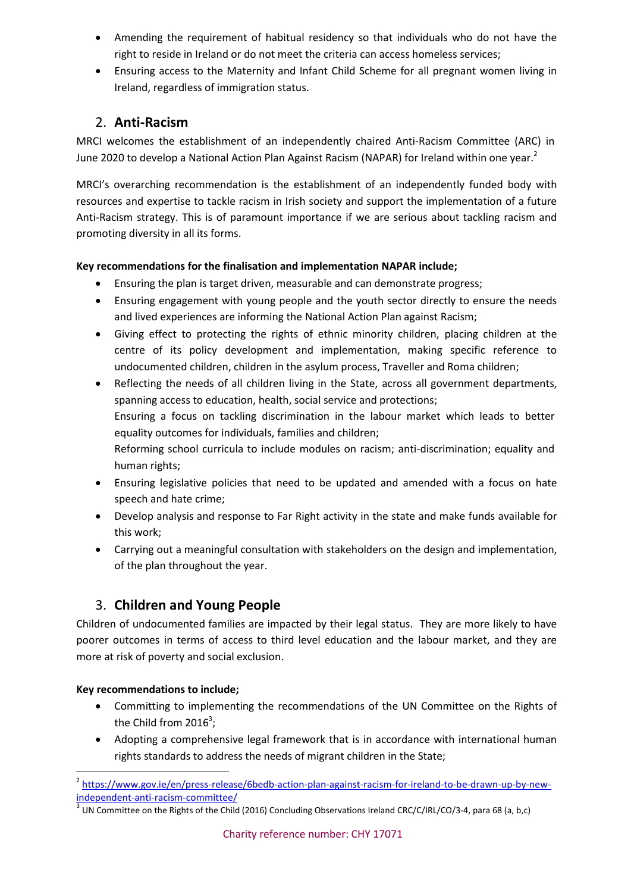- Amending the requirement of habitual residency so that individuals who do not have the right to reside in Ireland or do not meet the criteria can access homeless services;
- Ensuring access to the Maternity and Infant Child Scheme for all pregnant women living in Ireland, regardless of immigration status.

## 2. **Anti-Racism**

MRCI welcomes the establishment of an independently chaired Anti-Racism Committee (ARC) in June 2020 to develop a National Action Plan Against Racism (NAPAR) for Ireland within one year.[2]

MRCI's overarching recommendation is the establishment of an independently funded body with resources and expertise to tackle racism in Irish society and support the implementation of a future Anti-Racism strategy. This is of paramount importance if we are serious about tackling racism and promoting diversity in all its forms.

**Key recommendations for the finalisation and implementation NAPAR include;**

- Ensuring the plan is target driven, measurable and can demonstrate progress;
- Ensuring engagement with young people and the youth sector directly to ensure the needs and lived experiences are informing the National Action Plan against Racism;
- Giving effect to protecting the rights of ethnic minority children, placing children at the centre of its policy development and implementation, making specific reference to undocumented children, children in the asylum process, Traveller and Roma children;
- Reflecting the needs of all children living in the State, across all government departments, spanning access to education, health, social service and protections;
  Ensuring a focus on tackling discrimination in the labour market which leads to better equality outcomes for individuals, families and children;
  Reforming school curricula to include modules on racism; anti-discrimination; equality and human rights;
- Ensuring legislative policies that need to be updated and amended with a focus on hate speech and hate crime;
- Develop analysis and response to Far Right activity in the state and make funds available for this work;
- Carrying out a meaningful consultation with stakeholders on the design and implementation, of the plan throughout the year.

## 3. **Children and Young People**

Children of undocumented families are impacted by their legal status. They are more likely to have poorer outcomes in terms of access to third level education and the labour market, and they are more at risk of poverty and social exclusion.

**Key recommendations to include;**

- Committing to implementing the recommendations of the UN Committee on the Rights of the Child from 2016[3];
- Adopting a comprehensive legal framework that is in accordance with international human rights standards to address the needs of migrant children in the State;

[2] https://www.gov.ie/en/press-release/6bedb-action-plan-against-racism-for-ireland-to-be-drawn-up-by-new-independent-anti-racism-committee/

[3] UN Committee on the Rights of the Child (2016) Concluding Observations Ireland CRC/C/IRL/CO/3-4, para 68 (a, b,c)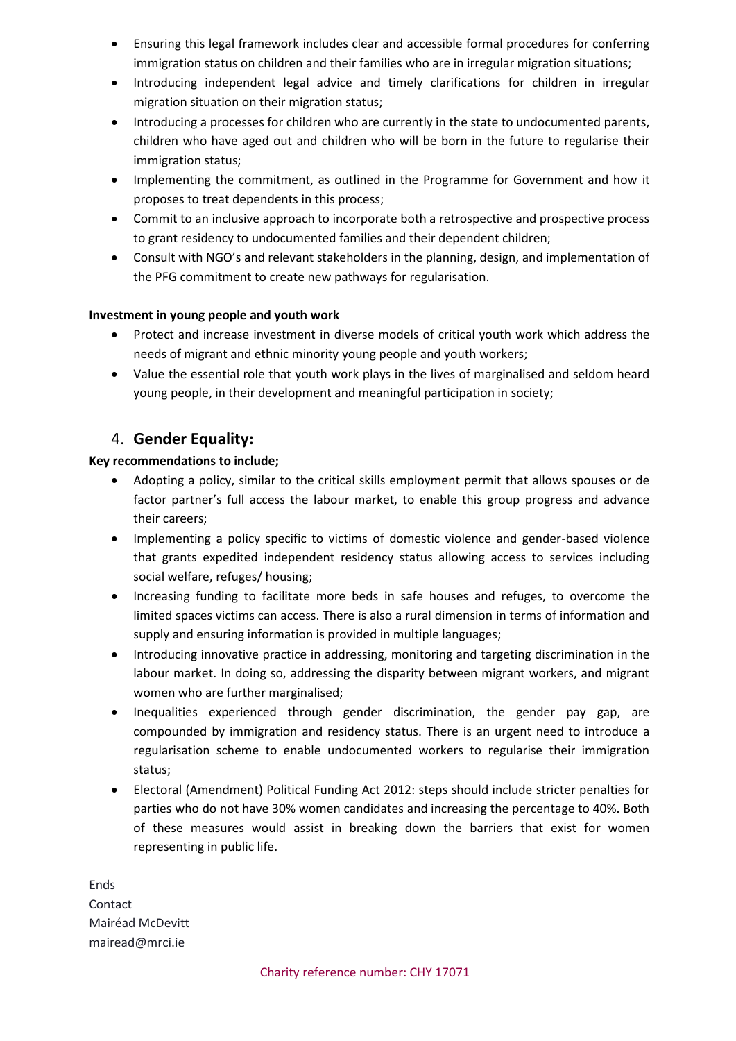- Ensuring this legal framework includes clear and accessible formal procedures for conferring immigration status on children and their families who are in irregular migration situations;
- Introducing independent legal advice and timely clarifications for children in irregular migration situation on their migration status;
- Introducing a processes for children who are currently in the state to undocumented parents, children who have aged out and children who will be born in the future to regularise their immigration status;
- Implementing the commitment, as outlined in the Programme for Government and how it proposes to treat dependents in this process;
- Commit to an inclusive approach to incorporate both a retrospective and prospective process to grant residency to undocumented families and their dependent children;
- Consult with NGO's and relevant stakeholders in the planning, design, and implementation of the PFG commitment to create new pathways for regularisation.

**Investment in young people and youth work**

- Protect and increase investment in diverse models of critical youth work which address the needs of migrant and ethnic minority young people and youth workers;
- Value the essential role that youth work plays in the lives of marginalised and seldom heard young people, in their development and meaningful participation in society;

## 4. **Gender Equality:**

**Key recommendations to include;**

- Adopting a policy, similar to the critical skills employment permit that allows spouses or de factor partner's full access the labour market, to enable this group progress and advance their careers;
- Implementing a policy specific to victims of domestic violence and gender-based violence that grants expedited independent residency status allowing access to services including social welfare, refuges/ housing;
- Increasing funding to facilitate more beds in safe houses and refuges, to overcome the limited spaces victims can access. There is also a rural dimension in terms of information and supply and ensuring information is provided in multiple languages;
- Introducing innovative practice in addressing, monitoring and targeting discrimination in the labour market. In doing so, addressing the disparity between migrant workers, and migrant women who are further marginalised;
- Inequalities experienced through gender discrimination, the gender pay gap, are compounded by immigration and residency status. There is an urgent need to introduce a regularisation scheme to enable undocumented workers to regularise their immigration status;
- Electoral (Amendment) Political Funding Act 2012: steps should include stricter penalties for parties who do not have 30% women candidates and increasing the percentage to 40%. Both of these measures would assist in breaking down the barriers that exist for women representing in public life.

Ends
Contact
Mairéad McDevitt
mairead@mrci.ie

Charity reference number: CHY 17071